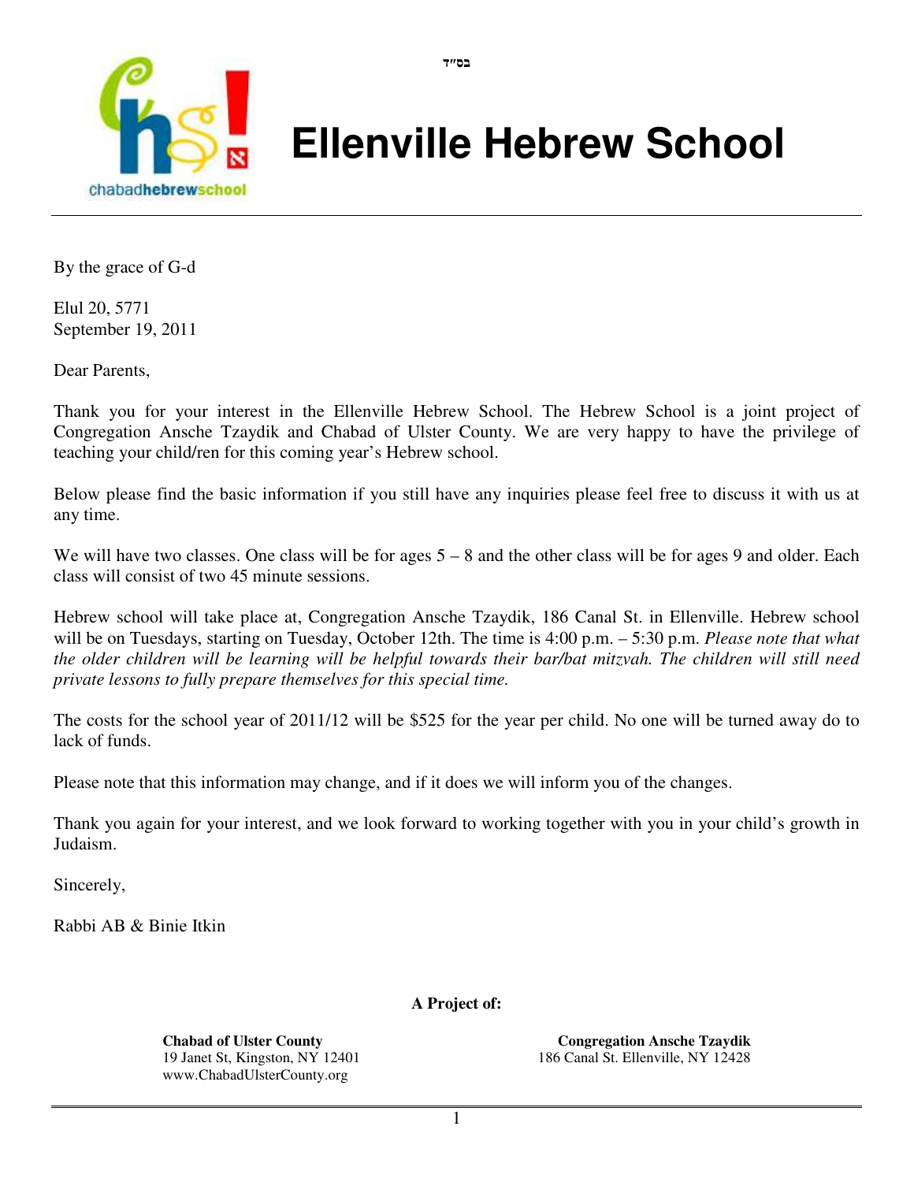בס"ד

# Ellenville Hebrew School

By the grace of G-d

Elul 20, 5771
September 19, 2011

Dear Parents,

Thank you for your interest in the Ellenville Hebrew School. The Hebrew School is a joint project of Congregation Ansche Tzaydik and Chabad of Ulster County. We are very happy to have the privilege of teaching your child/ren for this coming year's Hebrew school.

Below please find the basic information if you still have any inquiries please feel free to discuss it with us at any time.

We will have two classes. One class will be for ages 5 – 8 and the other class will be for ages 9 and older. Each class will consist of two 45 minute sessions.

Hebrew school will take place at, Congregation Ansche Tzaydik, 186 Canal St. in Ellenville. Hebrew school will be on Tuesdays, starting on Tuesday, October 12th. The time is 4:00 p.m. – 5:30 p.m. *Please note that what the older children will be learning will be helpful towards their bar/bat mitzvah. The children will still need private lessons to fully prepare themselves for this special time.*

The costs for the school year of 2011/12 will be $525 for the year per child. No one will be turned away do to lack of funds.

Please note that this information may change, and if it does we will inform you of the changes.

Thank you again for your interest, and we look forward to working together with you in your child's growth in Judaism.

Sincerely,

Rabbi AB & Binie Itkin

**A Project of:**

**Chabad of Ulster County**
19 Janet St, Kingston, NY 12401
www.ChabadUlsterCounty.org

**Congregation Ansche Tzaydik**
186 Canal St. Ellenville, NY 12428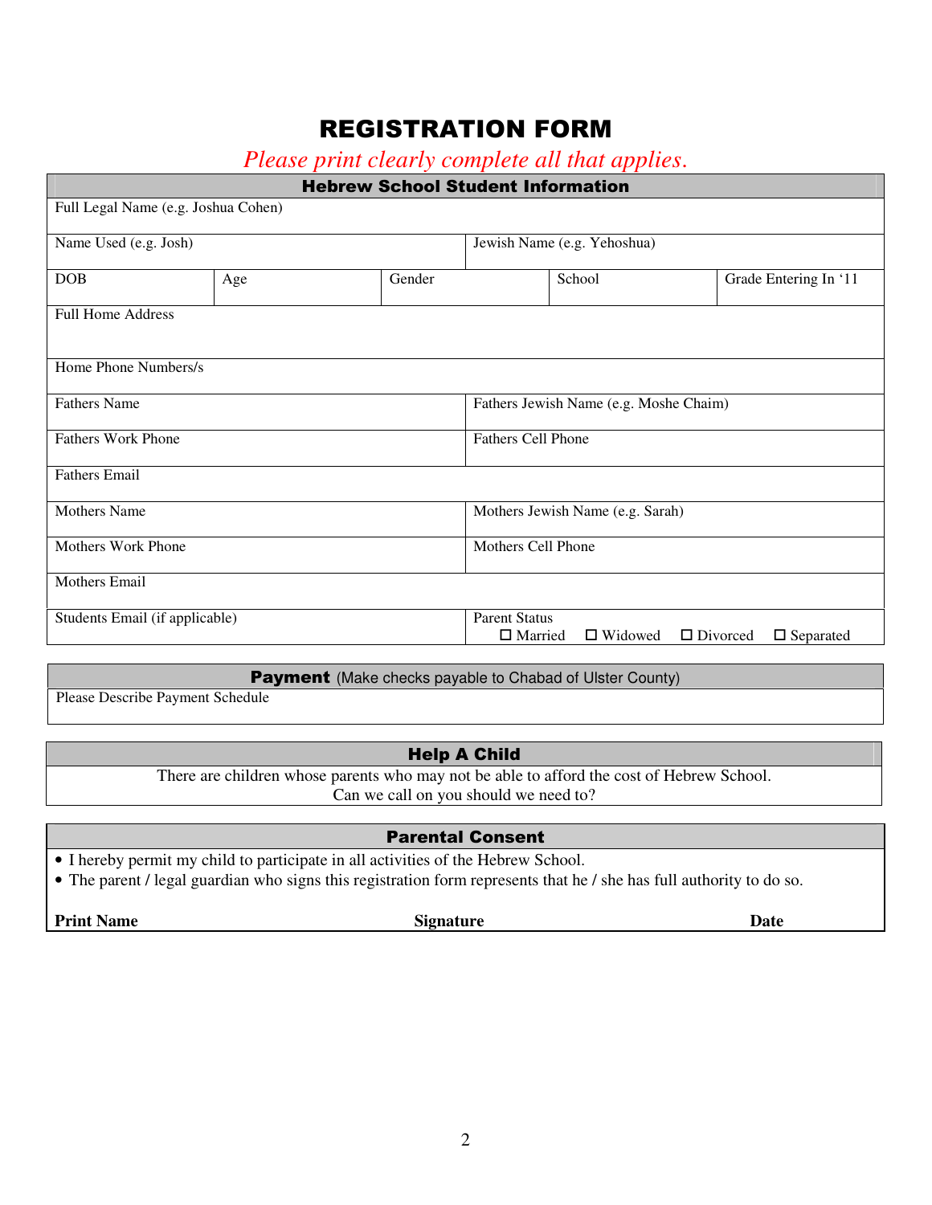# REGISTRATION FORM

*Please print clearly complete all that applies.*

| Hebrew School Student Information | | | | |
|---|---|---|---|---|
| Full Legal Name (e.g. Joshua Cohen) | | | | |
| Name Used (e.g. Josh) | | | Jewish Name (e.g. Yehoshua) | |
| DOB | Age | Gender | School | Grade Entering In '11 |
| Full Home Address | | | | |
| Home Phone Numbers/s | | | | |
| Fathers Name | | | Fathers Jewish Name (e.g. Moshe Chaim) | |
| Fathers Work Phone | | | Fathers Cell Phone | |
| Fathers Email | | | | |
| Mothers Name | | | Mothers Jewish Name (e.g. Sarah) | |
| Mothers Work Phone | | | Mothers Cell Phone | |
| Mothers Email | | | | |
| Students Email (if applicable) | | | Parent Status ☐ Married ☐ Widowed ☐ Divorced ☐ Separated | |

| **Payment** (Make checks payable to Chabad of Ulster County) |
|---|
| Please Describe Payment Schedule |

| Help A Child |
|---|
| There are children whose parents who may not be able to afford the cost of Hebrew School. Can we call on you should we need to? |

## Parental Consent

- I hereby permit my child to participate in all activities of the Hebrew School.
- The parent / legal guardian who signs this registration form represents that he / she has full authority to do so.

**Print Name** **Signature** **Date**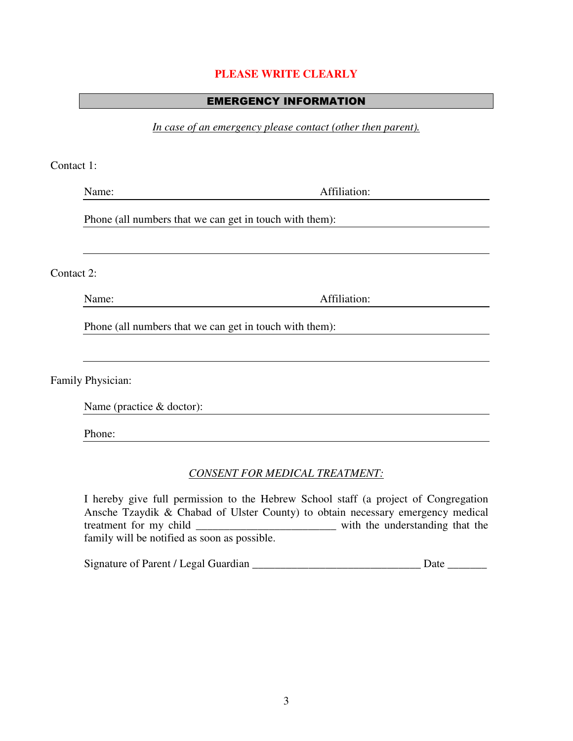**PLEASE WRITE CLEARLY**

## EMERGENCY INFORMATION

*In case of an emergency please contact (other then parent).*

Contact 1:

Name: ______________________ Affiliation: ______________________

Phone (all numbers that we can get in touch with them): ______________________

______________________________________________

Contact 2:

Name: ______________________ Affiliation: ______________________

Phone (all numbers that we can get in touch with them): ______________________

______________________________________________

Family Physician:

Name (practice & doctor): ______________________

Phone: ______________________

*CONSENT FOR MEDICAL TREATMENT:*

I hereby give full permission to the Hebrew School staff (a project of Congregation Ansche Tzaydik & Chabad of Ulster County) to obtain necessary emergency medical treatment for my child _________________________ with the understanding that the family will be notified as soon as possible.

Signature of Parent / Legal Guardian ______________________________ Date _______